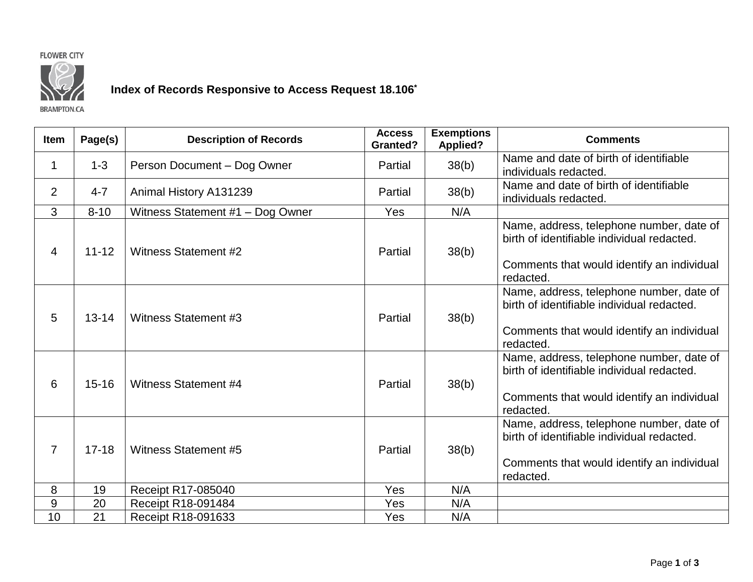FLOWER CITY

BRAMPTON.CA

## Index of Records Responsive to Access Request 18.106*

| Item | Page(s) | Description of Records | Access Granted? | Exemptions Applied? | Comments |
|---|---|---|---|---|---|
| 1 | 1-3 | Person Document – Dog Owner | Partial | 38(b) | Name and date of birth of identifiable individuals redacted. |
| 2 | 4-7 | Animal History A131239 | Partial | 38(b) | Name and date of birth of identifiable individuals redacted. |
| 3 | 8-10 | Witness Statement #1 – Dog Owner | Yes | N/A | |
| 4 | 11-12 | Witness Statement #2 | Partial | 38(b) | Name, address, telephone number, date of birth of identifiable individual redacted.<br><br>Comments that would identify an individual redacted. |
| 5 | 13-14 | Witness Statement #3 | Partial | 38(b) | Name, address, telephone number, date of birth of identifiable individual redacted.<br><br>Comments that would identify an individual redacted. |
| 6 | 15-16 | Witness Statement #4 | Partial | 38(b) | Name, address, telephone number, date of birth of identifiable individual redacted.<br><br>Comments that would identify an individual redacted. |
| 7 | 17-18 | Witness Statement #5 | Partial | 38(b) | Name, address, telephone number, date of birth of identifiable individual redacted.<br><br>Comments that would identify an individual redacted. |
| 8 | 19 | Receipt R17-085040 | Yes | N/A | |
| 9 | 20 | Receipt R18-091484 | Yes | N/A | |
| 10 | 21 | Receipt R18-091633 | Yes | N/A | |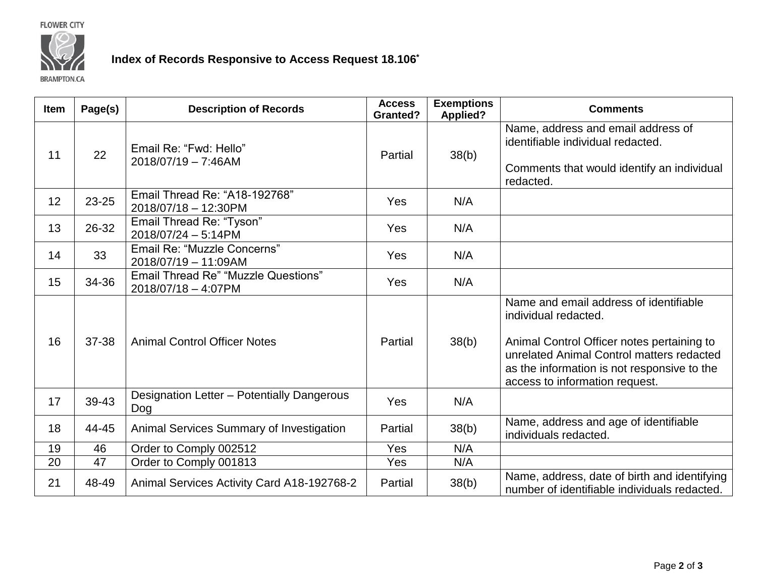# Index of Records Responsive to Access Request 18.106*

| Item | Page(s) | Description of Records | Access Granted? | Exemptions Applied? | Comments |
|---|---|---|---|---|---|
| 11 | 22 | Email Re: "Fwd: Hello" 2018/07/19 – 7:46AM | Partial | 38(b) | Name, address and email address of identifiable individual redacted. Comments that would identify an individual redacted. |
| 12 | 23-25 | Email Thread Re: "A18-192768" 2018/07/18 – 12:30PM | Yes | N/A | |
| 13 | 26-32 | Email Thread Re: "Tyson" 2018/07/24 – 5:14PM | Yes | N/A | |
| 14 | 33 | Email Re: "Muzzle Concerns" 2018/07/19 – 11:09AM | Yes | N/A | |
| 15 | 34-36 | Email Thread Re" "Muzzle Questions" 2018/07/18 – 4:07PM | Yes | N/A | |
| 16 | 37-38 | Animal Control Officer Notes | Partial | 38(b) | Name and email address of identifiable individual redacted. Animal Control Officer notes pertaining to unrelated Animal Control matters redacted as the information is not responsive to the access to information request. |
| 17 | 39-43 | Designation Letter – Potentially Dangerous Dog | Yes | N/A | |
| 18 | 44-45 | Animal Services Summary of Investigation | Partial | 38(b) | Name, address and age of identifiable individuals redacted. |
| 19 | 46 | Order to Comply 002512 | Yes | N/A | |
| 20 | 47 | Order to Comply 001813 | Yes | N/A | |
| 21 | 48-49 | Animal Services Activity Card A18-192768-2 | Partial | 38(b) | Name, address, date of birth and identifying number of identifiable individuals redacted. |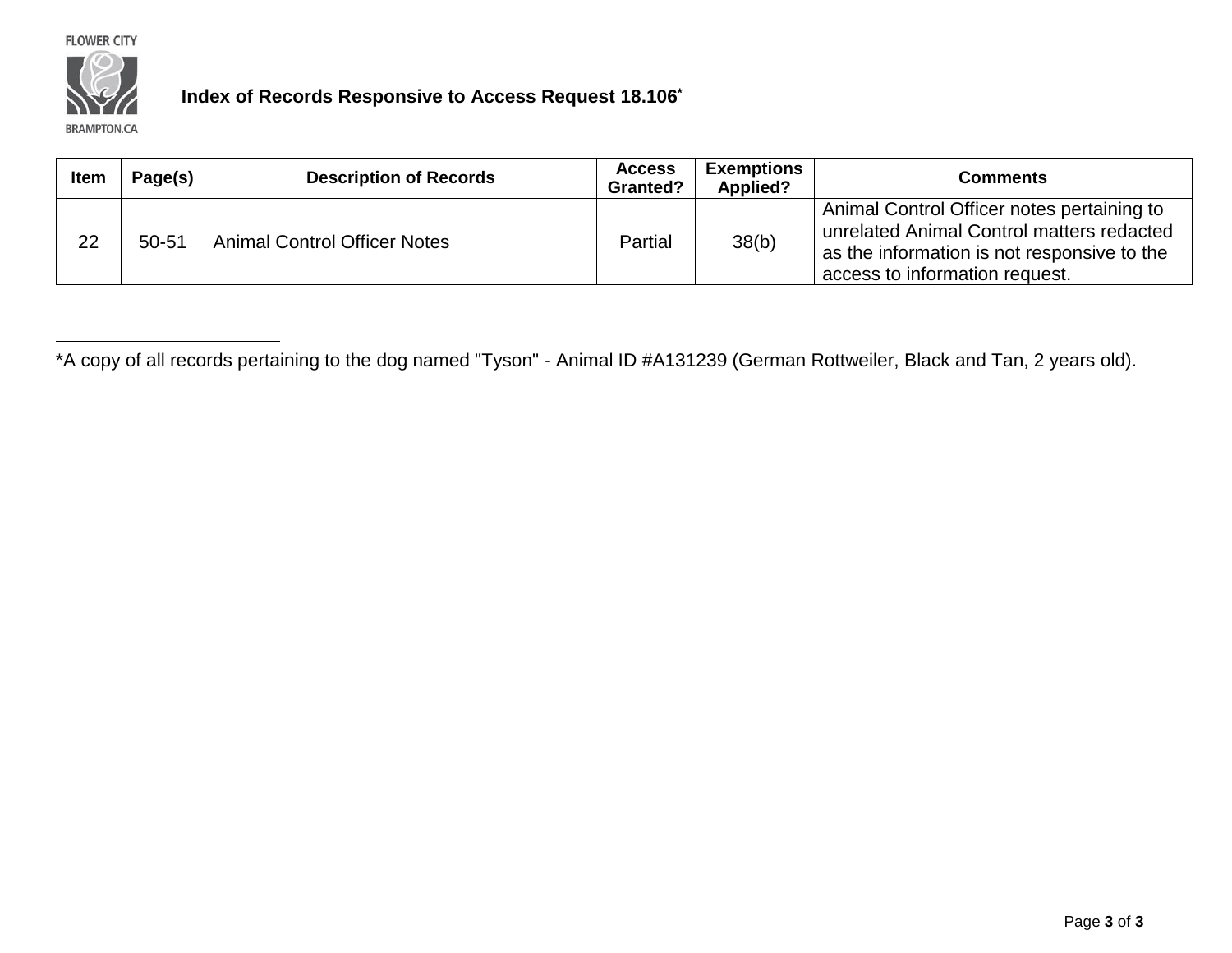FLOWER CITY

BRAMPTON.CA

## Index of Records Responsive to Access Request 18.106*

| Item | Page(s) | Description of Records | Access Granted? | Exemptions Applied? | Comments |
|---|---|---|---|---|---|
| 22 | 50-51 | Animal Control Officer Notes | Partial | 38(b) | Animal Control Officer notes pertaining to unrelated Animal Control matters redacted as the information is not responsive to the access to information request. |

*A copy of all records pertaining to the dog named "Tyson" - Animal ID #A131239 (German Rottweiler, Black and Tan, 2 years old).